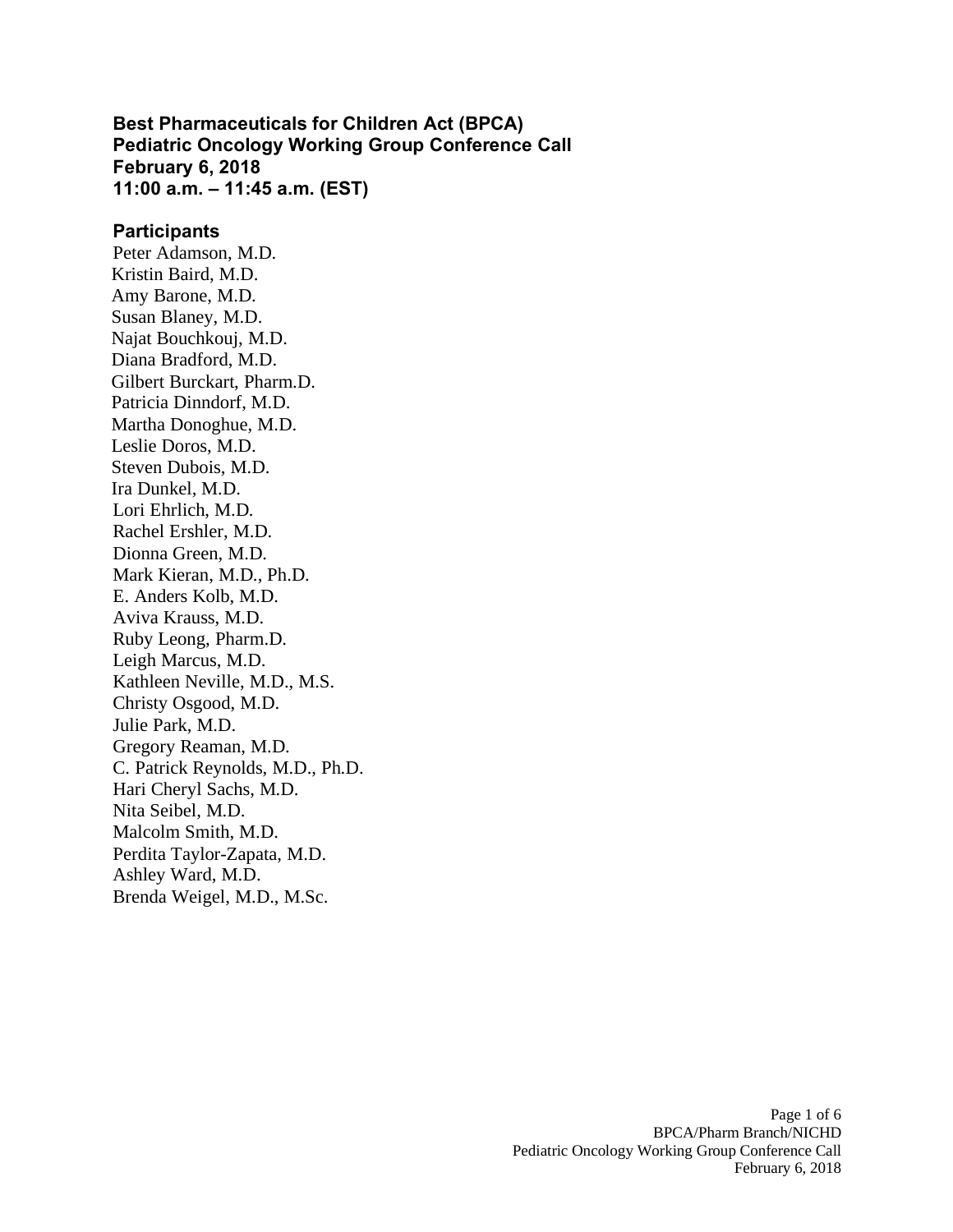# Best Pharmaceuticals for Children Act (BPCA)
# Pediatric Oncology Working Group Conference Call
# February 6, 2018
# 11:00 a.m. – 11:45 a.m. (EST)

## Participants

Peter Adamson, M.D.
Kristin Baird, M.D.
Amy Barone, M.D.
Susan Blaney, M.D.
Najat Bouchkouj, M.D.
Diana Bradford, M.D.
Gilbert Burckart, Pharm.D.
Patricia Dinndorf, M.D.
Martha Donoghue, M.D.
Leslie Doros, M.D.
Steven Dubois, M.D.
Ira Dunkel, M.D.
Lori Ehrlich, M.D.
Rachel Ershler, M.D.
Dionna Green, M.D.
Mark Kieran, M.D., Ph.D.
E. Anders Kolb, M.D.
Aviva Krauss, M.D.
Ruby Leong, Pharm.D.
Leigh Marcus, M.D.
Kathleen Neville, M.D., M.S.
Christy Osgood, M.D.
Julie Park, M.D.
Gregory Reaman, M.D.
C. Patrick Reynolds, M.D., Ph.D.
Hari Cheryl Sachs, M.D.
Nita Seibel, M.D.
Malcolm Smith, M.D.
Perdita Taylor-Zapata, M.D.
Ashley Ward, M.D.
Brenda Weigel, M.D., M.Sc.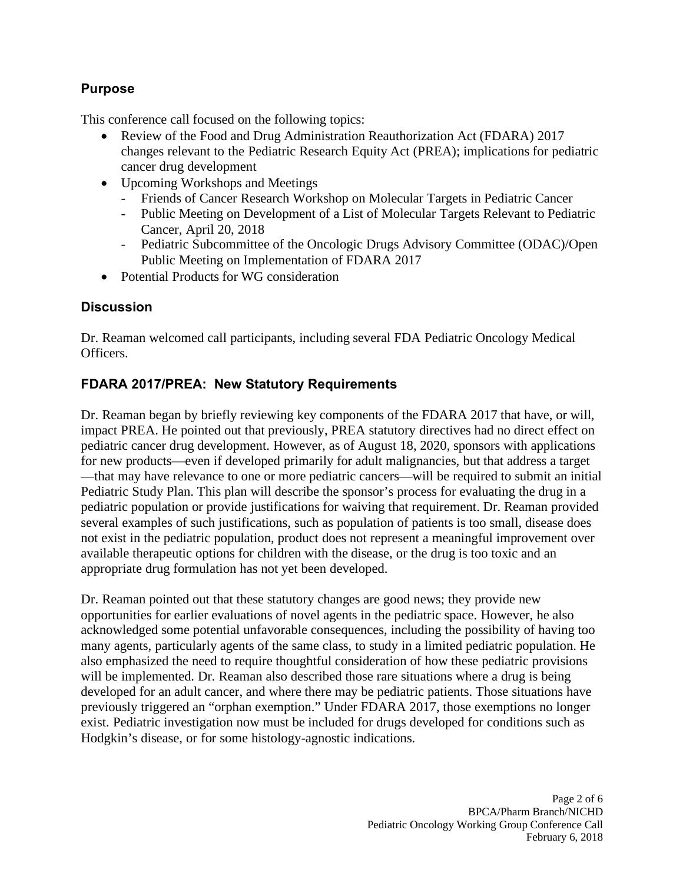## Purpose

This conference call focused on the following topics:

- Review of the Food and Drug Administration Reauthorization Act (FDARA) 2017 changes relevant to the Pediatric Research Equity Act (PREA); implications for pediatric cancer drug development
- Upcoming Workshops and Meetings
  - Friends of Cancer Research Workshop on Molecular Targets in Pediatric Cancer
  - Public Meeting on Development of a List of Molecular Targets Relevant to Pediatric Cancer, April 20, 2018
  - Pediatric Subcommittee of the Oncologic Drugs Advisory Committee (ODAC)/Open Public Meeting on Implementation of FDARA 2017
- Potential Products for WG consideration

## Discussion

Dr. Reaman welcomed call participants, including several FDA Pediatric Oncology Medical Officers.

### FDARA 2017/PREA: New Statutory Requirements

Dr. Reaman began by briefly reviewing key components of the FDARA 2017 that have, or will, impact PREA. He pointed out that previously, PREA statutory directives had no direct effect on pediatric cancer drug development. However, as of August 18, 2020, sponsors with applications for new products—even if developed primarily for adult malignancies, but that address a target—that may have relevance to one or more pediatric cancers—will be required to submit an initial Pediatric Study Plan. This plan will describe the sponsor's process for evaluating the drug in a pediatric population or provide justifications for waiving that requirement. Dr. Reaman provided several examples of such justifications, such as population of patients is too small, disease does not exist in the pediatric population, product does not represent a meaningful improvement over available therapeutic options for children with the disease, or the drug is too toxic and an appropriate drug formulation has not yet been developed.

Dr. Reaman pointed out that these statutory changes are good news; they provide new opportunities for earlier evaluations of novel agents in the pediatric space. However, he also acknowledged some potential unfavorable consequences, including the possibility of having too many agents, particularly agents of the same class, to study in a limited pediatric population. He also emphasized the need to require thoughtful consideration of how these pediatric provisions will be implemented. Dr. Reaman also described those rare situations where a drug is being developed for an adult cancer, and where there may be pediatric patients. Those situations have previously triggered an "orphan exemption." Under FDARA 2017, those exemptions no longer exist. Pediatric investigation now must be included for drugs developed for conditions such as Hodgkin's disease, or for some histology-agnostic indications.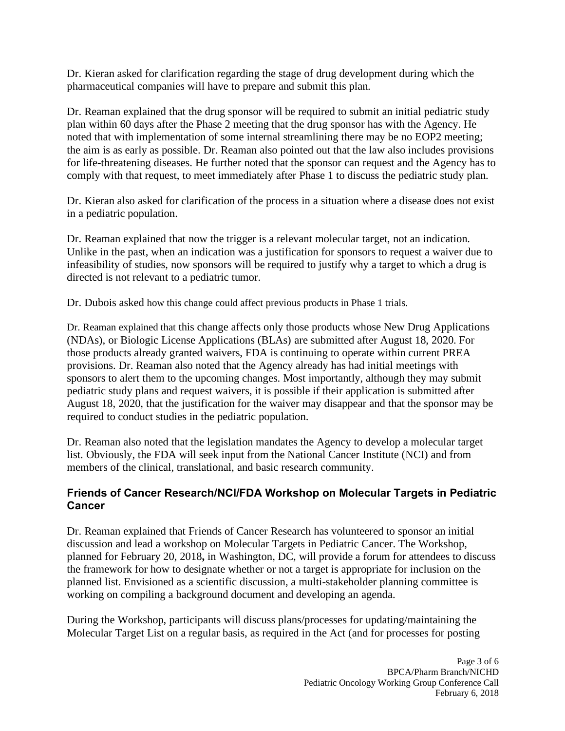Dr. Kieran asked for clarification regarding the stage of drug development during which the pharmaceutical companies will have to prepare and submit this plan.

Dr. Reaman explained that the drug sponsor will be required to submit an initial pediatric study plan within 60 days after the Phase 2 meeting that the drug sponsor has with the Agency. He noted that with implementation of some internal streamlining there may be no EOP2 meeting; the aim is as early as possible. Dr. Reaman also pointed out that the law also includes provisions for life-threatening diseases. He further noted that the sponsor can request and the Agency has to comply with that request, to meet immediately after Phase 1 to discuss the pediatric study plan.

Dr. Kieran also asked for clarification of the process in a situation where a disease does not exist in a pediatric population.

Dr. Reaman explained that now the trigger is a relevant molecular target, not an indication. Unlike in the past, when an indication was a justification for sponsors to request a waiver due to infeasibility of studies, now sponsors will be required to justify why a target to which a drug is directed is not relevant to a pediatric tumor.

Dr. Dubois asked how this change could affect previous products in Phase 1 trials.

Dr. Reaman explained that this change affects only those products whose New Drug Applications (NDAs), or Biologic License Applications (BLAs) are submitted after August 18, 2020. For those products already granted waivers, FDA is continuing to operate within current PREA provisions. Dr. Reaman also noted that the Agency already has had initial meetings with sponsors to alert them to the upcoming changes. Most importantly, although they may submit pediatric study plans and request waivers, it is possible if their application is submitted after August 18, 2020, that the justification for the waiver may disappear and that the sponsor may be required to conduct studies in the pediatric population.

Dr. Reaman also noted that the legislation mandates the Agency to develop a molecular target list. Obviously, the FDA will seek input from the National Cancer Institute (NCI) and from members of the clinical, translational, and basic research community.

### Friends of Cancer Research/NCI/FDA Workshop on Molecular Targets in Pediatric Cancer

Dr. Reaman explained that Friends of Cancer Research has volunteered to sponsor an initial discussion and lead a workshop on Molecular Targets in Pediatric Cancer. The Workshop, planned for February 20, 2018**,** in Washington, DC, will provide a forum for attendees to discuss the framework for how to designate whether or not a target is appropriate for inclusion on the planned list. Envisioned as a scientific discussion, a multi-stakeholder planning committee is working on compiling a background document and developing an agenda.

During the Workshop, participants will discuss plans/processes for updating/maintaining the Molecular Target List on a regular basis, as required in the Act (and for processes for posting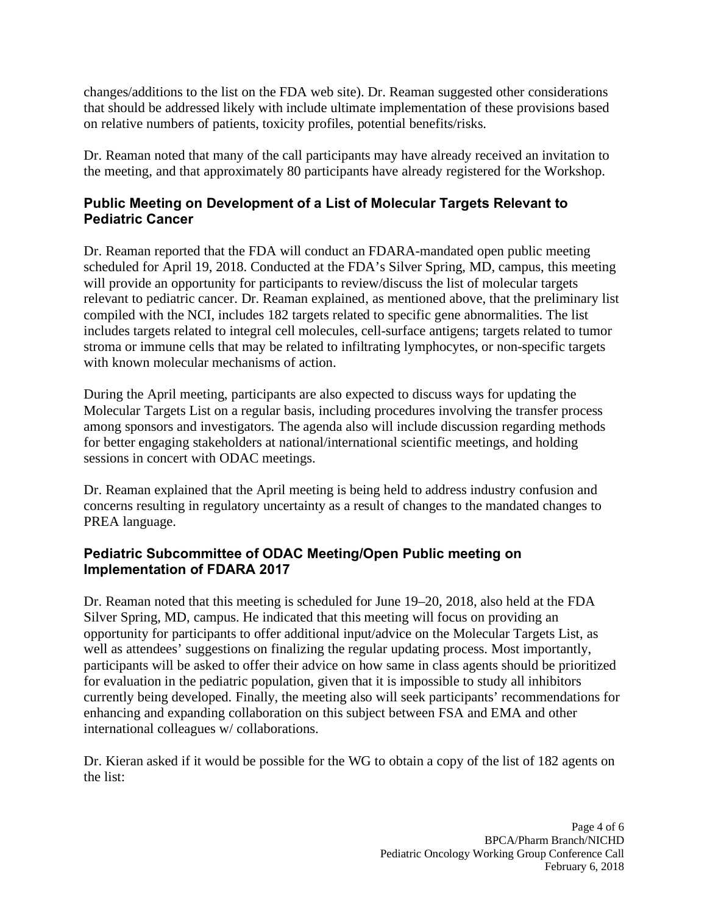changes/additions to the list on the FDA web site). Dr. Reaman suggested other considerations that should be addressed likely with include ultimate implementation of these provisions based on relative numbers of patients, toxicity profiles, potential benefits/risks.

Dr. Reaman noted that many of the call participants may have already received an invitation to the meeting, and that approximately 80 participants have already registered for the Workshop.

### Public Meeting on Development of a List of Molecular Targets Relevant to Pediatric Cancer

Dr. Reaman reported that the FDA will conduct an FDARA-mandated open public meeting scheduled for April 19, 2018. Conducted at the FDA's Silver Spring, MD, campus, this meeting will provide an opportunity for participants to review/discuss the list of molecular targets relevant to pediatric cancer. Dr. Reaman explained, as mentioned above, that the preliminary list compiled with the NCI, includes 182 targets related to specific gene abnormalities. The list includes targets related to integral cell molecules, cell-surface antigens; targets related to tumor stroma or immune cells that may be related to infiltrating lymphocytes, or non-specific targets with known molecular mechanisms of action.

During the April meeting, participants are also expected to discuss ways for updating the Molecular Targets List on a regular basis, including procedures involving the transfer process among sponsors and investigators. The agenda also will include discussion regarding methods for better engaging stakeholders at national/international scientific meetings, and holding sessions in concert with ODAC meetings.

Dr. Reaman explained that the April meeting is being held to address industry confusion and concerns resulting in regulatory uncertainty as a result of changes to the mandated changes to PREA language.

### Pediatric Subcommittee of ODAC Meeting/Open Public meeting on Implementation of FDARA 2017

Dr. Reaman noted that this meeting is scheduled for June 19–20, 2018, also held at the FDA Silver Spring, MD, campus. He indicated that this meeting will focus on providing an opportunity for participants to offer additional input/advice on the Molecular Targets List, as well as attendees' suggestions on finalizing the regular updating process. Most importantly, participants will be asked to offer their advice on how same in class agents should be prioritized for evaluation in the pediatric population, given that it is impossible to study all inhibitors currently being developed. Finally, the meeting also will seek participants' recommendations for enhancing and expanding collaboration on this subject between FSA and EMA and other international colleagues w/ collaborations.

Dr. Kieran asked if it would be possible for the WG to obtain a copy of the list of 182 agents on the list: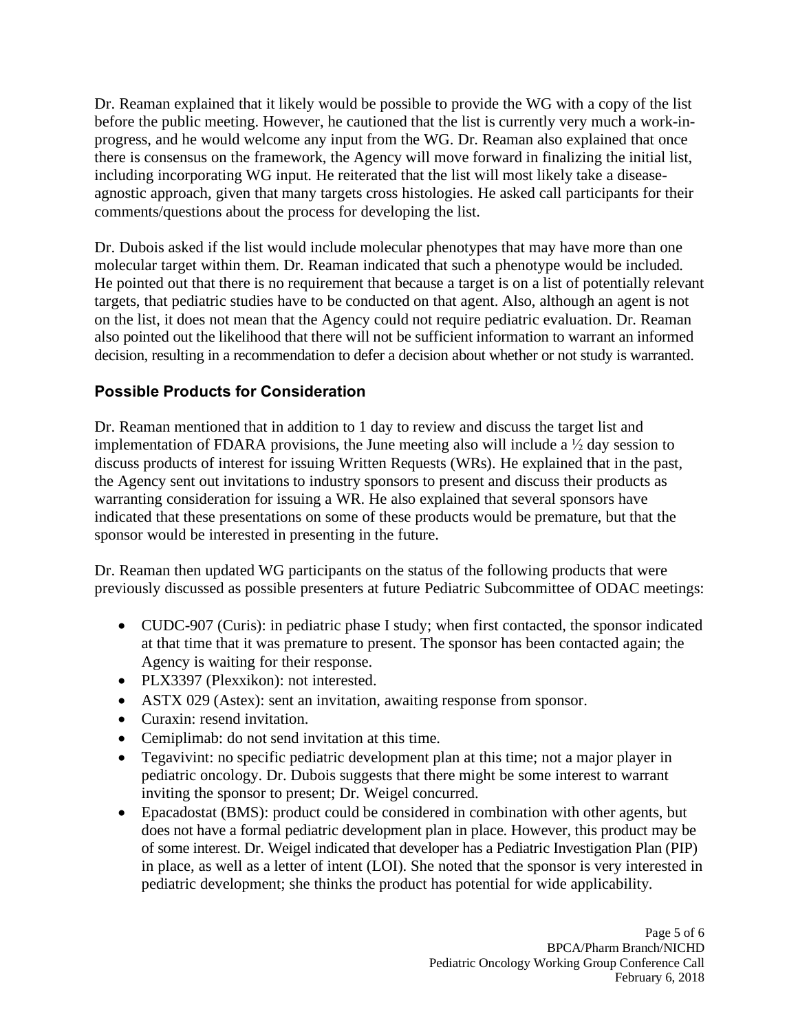Dr. Reaman explained that it likely would be possible to provide the WG with a copy of the list before the public meeting. However, he cautioned that the list is currently very much a work-in-progress, and he would welcome any input from the WG. Dr. Reaman also explained that once there is consensus on the framework, the Agency will move forward in finalizing the initial list, including incorporating WG input. He reiterated that the list will most likely take a disease-agnostic approach, given that many targets cross histologies. He asked call participants for their comments/questions about the process for developing the list.

Dr. Dubois asked if the list would include molecular phenotypes that may have more than one molecular target within them. Dr. Reaman indicated that such a phenotype would be included. He pointed out that there is no requirement that because a target is on a list of potentially relevant targets, that pediatric studies have to be conducted on that agent. Also, although an agent is not on the list, it does not mean that the Agency could not require pediatric evaluation. Dr. Reaman also pointed out the likelihood that there will not be sufficient information to warrant an informed decision, resulting in a recommendation to defer a decision about whether or not study is warranted.

## Possible Products for Consideration

Dr. Reaman mentioned that in addition to 1 day to review and discuss the target list and implementation of FDARA provisions, the June meeting also will include a ½ day session to discuss products of interest for issuing Written Requests (WRs). He explained that in the past, the Agency sent out invitations to industry sponsors to present and discuss their products as warranting consideration for issuing a WR. He also explained that several sponsors have indicated that these presentations on some of these products would be premature, but that the sponsor would be interested in presenting in the future.

Dr. Reaman then updated WG participants on the status of the following products that were previously discussed as possible presenters at future Pediatric Subcommittee of ODAC meetings:

- CUDC-907 (Curis): in pediatric phase I study; when first contacted, the sponsor indicated at that time that it was premature to present. The sponsor has been contacted again; the Agency is waiting for their response.
- PLX3397 (Plexxikon): not interested.
- ASTX 029 (Astex): sent an invitation, awaiting response from sponsor.
- Curaxin: resend invitation.
- Cemiplimab: do not send invitation at this time.
- Tegavivint: no specific pediatric development plan at this time; not a major player in pediatric oncology. Dr. Dubois suggests that there might be some interest to warrant inviting the sponsor to present; Dr. Weigel concurred.
- Epacadostat (BMS): product could be considered in combination with other agents, but does not have a formal pediatric development plan in place. However, this product may be of some interest. Dr. Weigel indicated that developer has a Pediatric Investigation Plan (PIP) in place, as well as a letter of intent (LOI). She noted that the sponsor is very interested in pediatric development; she thinks the product has potential for wide applicability.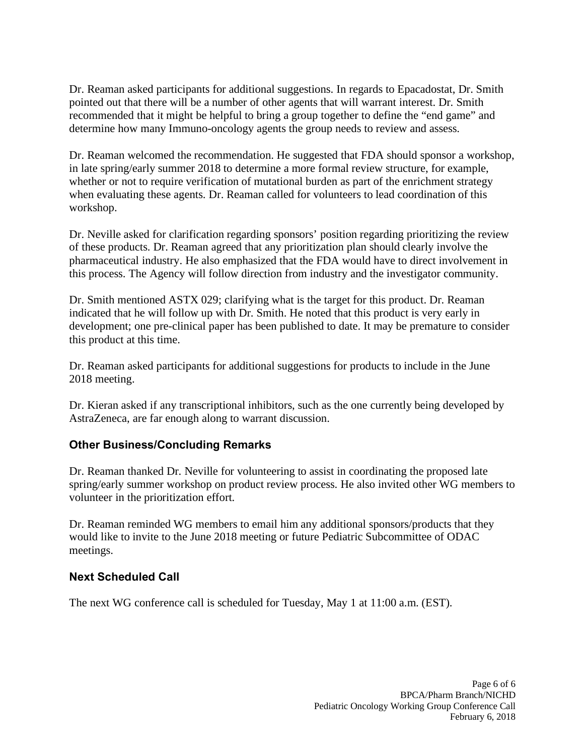Dr. Reaman asked participants for additional suggestions. In regards to Epacadostat, Dr. Smith pointed out that there will be a number of other agents that will warrant interest. Dr. Smith recommended that it might be helpful to bring a group together to define the "end game" and determine how many Immuno-oncology agents the group needs to review and assess.

Dr. Reaman welcomed the recommendation. He suggested that FDA should sponsor a workshop, in late spring/early summer 2018 to determine a more formal review structure, for example, whether or not to require verification of mutational burden as part of the enrichment strategy when evaluating these agents. Dr. Reaman called for volunteers to lead coordination of this workshop.

Dr. Neville asked for clarification regarding sponsors' position regarding prioritizing the review of these products. Dr. Reaman agreed that any prioritization plan should clearly involve the pharmaceutical industry. He also emphasized that the FDA would have to direct involvement in this process. The Agency will follow direction from industry and the investigator community.

Dr. Smith mentioned ASTX 029; clarifying what is the target for this product. Dr. Reaman indicated that he will follow up with Dr. Smith. He noted that this product is very early in development; one pre-clinical paper has been published to date. It may be premature to consider this product at this time.

Dr. Reaman asked participants for additional suggestions for products to include in the June 2018 meeting.

Dr. Kieran asked if any transcriptional inhibitors, such as the one currently being developed by AstraZeneca, are far enough along to warrant discussion.

## Other Business/Concluding Remarks

Dr. Reaman thanked Dr. Neville for volunteering to assist in coordinating the proposed late spring/early summer workshop on product review process. He also invited other WG members to volunteer in the prioritization effort.

Dr. Reaman reminded WG members to email him any additional sponsors/products that they would like to invite to the June 2018 meeting or future Pediatric Subcommittee of ODAC meetings.

## Next Scheduled Call

The next WG conference call is scheduled for Tuesday, May 1 at 11:00 a.m. (EST).